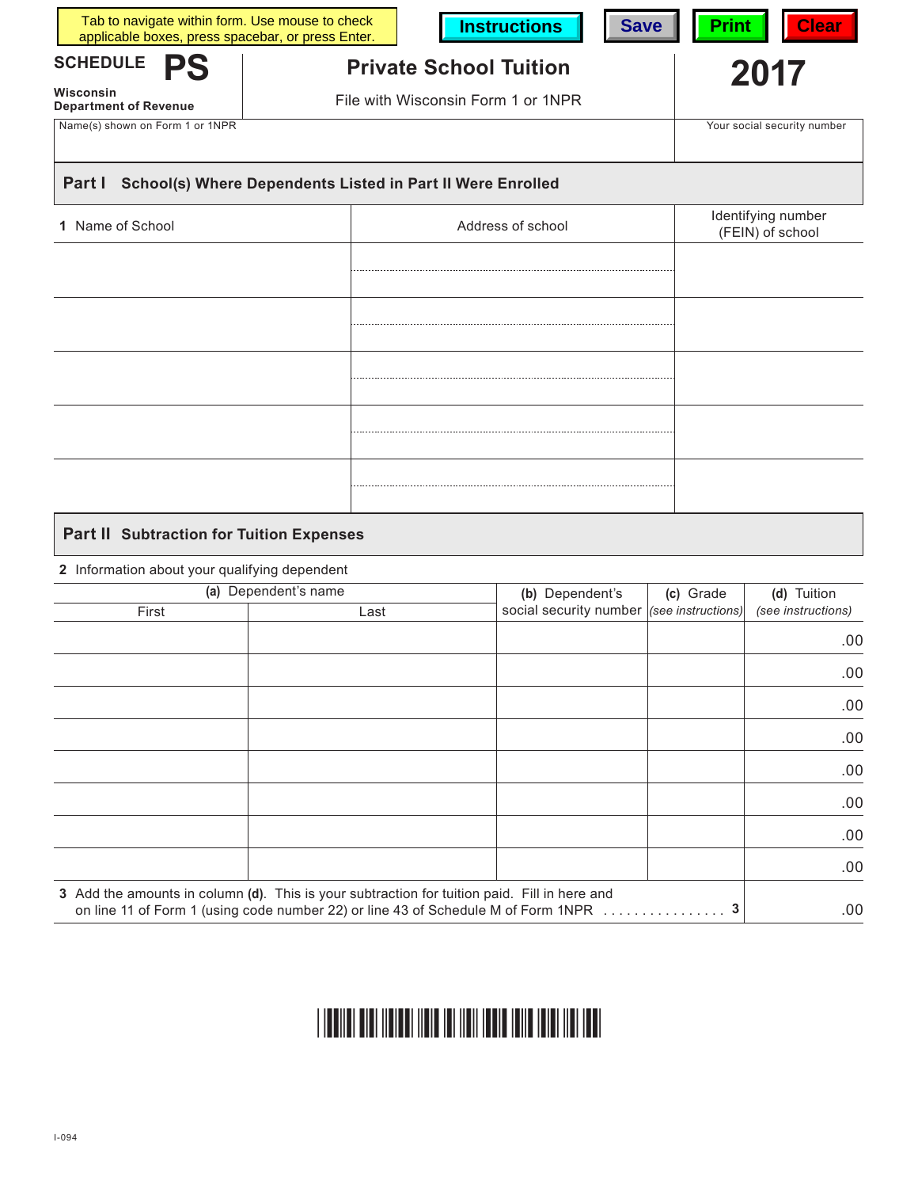Tab to navigate within form. Use mouse to check applicable boxes, press spacebar, or press Enter.

Instructions | Save | Print | Clear

**SCHEDULE PS**

Wisconsin Department of Revenue

# Private School Tuition

File with Wisconsin Form 1 or 1NPR

**2017**

Name(s) shown on Form 1 or 1NPR | Your social security number

## Part I School(s) Where Dependents Listed in Part II Were Enrolled

| 1 Name of School | Address of school | Identifying number (FEIN) of school |
|---|---|---|
| | | |
| | | |
| | | |
| | | |
| | | |

## Part II Subtraction for Tuition Expenses

2 Information about your qualifying dependent

| (a) Dependent's name | | (b) Dependent's social security number | (c) Grade *(see instructions)* | (d) Tuition *(see instructions)* |
|---|---|---|---|---|
| First | Last | | | |
| | | | | .00 |
| | | | | .00 |
| | | | | .00 |
| | | | | .00 |
| | | | | .00 |
| | | | | .00 |
| | | | | .00 |
| | | | | .00 |

3 Add the amounts in column **(d)**. This is your subtraction for tuition paid. Fill in here and on line 11 of Form 1 (using code number 22) or line 43 of Schedule M of Form 1NPR . . . . . . . . . . . . . . . . **3** .00

I-094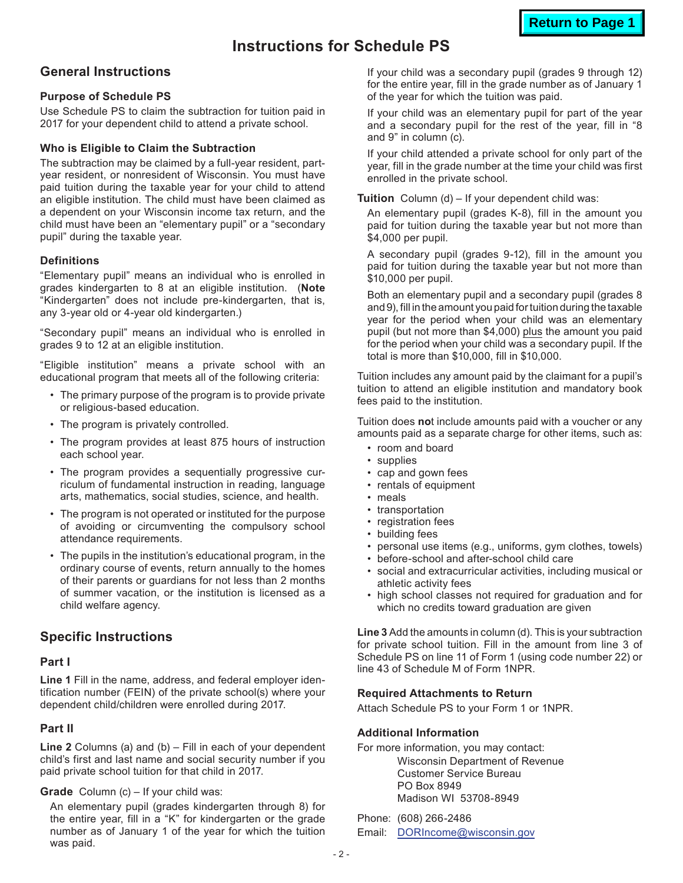Return to Page 1

# Instructions for Schedule PS

## General Instructions

### Purpose of Schedule PS

Use Schedule PS to claim the subtraction for tuition paid in 2017 for your dependent child to attend a private school.

### Who is Eligible to Claim the Subtraction

The subtraction may be claimed by a full-year resident, part-year resident, or nonresident of Wisconsin. You must have paid tuition during the taxable year for your child to attend an eligible institution. The child must have been claimed as a dependent on your Wisconsin income tax return, and the child must have been an "elementary pupil" or a "secondary pupil" during the taxable year.

### Definitions

"Elementary pupil" means an individual who is enrolled in grades kindergarten to 8 at an eligible institution. (**Note** "Kindergarten" does not include pre-kindergarten, that is, any 3-year old or 4-year old kindergarten.)

"Secondary pupil" means an individual who is enrolled in grades 9 to 12 at an eligible institution.

"Eligible institution" means a private school with an educational program that meets all of the following criteria:

- The primary purpose of the program is to provide private or religious-based education.
- The program is privately controlled.
- The program provides at least 875 hours of instruction each school year.
- The program provides a sequentially progressive curriculum of fundamental instruction in reading, language arts, mathematics, social studies, science, and health.
- The program is not operated or instituted for the purpose of avoiding or circumventing the compulsory school attendance requirements.
- The pupils in the institution's educational program, in the ordinary course of events, return annually to the homes of their parents or guardians for not less than 2 months of summer vacation, or the institution is licensed as a child welfare agency.

## Specific Instructions

### Part I

**Line 1** Fill in the name, address, and federal employer identification number (FEIN) of the private school(s) where your dependent child/children were enrolled during 2017.

### Part II

**Line 2** Columns (a) and (b) – Fill in each of your dependent child's first and last name and social security number if you paid private school tuition for that child in 2017.

**Grade** Column (c) – If your child was:

An elementary pupil (grades kindergarten through 8) for the entire year, fill in a "K" for kindergarten or the grade number as of January 1 of the year for which the tuition was paid.

If your child was a secondary pupil (grades 9 through 12) for the entire year, fill in the grade number as of January 1 of the year for which the tuition was paid.

If your child was an elementary pupil for part of the year and a secondary pupil for the rest of the year, fill in "8 and 9" in column (c).

If your child attended a private school for only part of the year, fill in the grade number at the time your child was first enrolled in the private school.

**Tuition** Column (d) – If your dependent child was:

An elementary pupil (grades K-8), fill in the amount you paid for tuition during the taxable year but not more than $4,000 per pupil.

A secondary pupil (grades 9-12), fill in the amount you paid for tuition during the taxable year but not more than $10,000 per pupil.

Both an elementary pupil and a secondary pupil (grades 8 and 9), fill in the amount you paid for tuition during the taxable year for the period when your child was an elementary pupil (but not more than $4,000) plus the amount you paid for the period when your child was a secondary pupil. If the total is more than $10,000, fill in $10,000.

Tuition includes any amount paid by the claimant for a pupil's tuition to attend an eligible institution and mandatory book fees paid to the institution.

Tuition does **no**t include amounts paid with a voucher or any amounts paid as a separate charge for other items, such as:

- room and board
- supplies
- cap and gown fees
- rentals of equipment
- meals
- transportation
- registration fees
- building fees
- personal use items (e.g., uniforms, gym clothes, towels)
- before-school and after-school child care
- social and extracurricular activities, including musical or athletic activity fees
- high school classes not required for graduation and for which no credits toward graduation are given

**Line 3** Add the amounts in column (d). This is your subtraction for private school tuition. Fill in the amount from line 3 of Schedule PS on line 11 of Form 1 (using code number 22) or line 43 of Schedule M of Form 1NPR.

### Required Attachments to Return

Attach Schedule PS to your Form 1 or 1NPR.

### Additional Information

For more information, you may contact:

Wisconsin Department of Revenue
Customer Service Bureau
PO Box 8949
Madison WI 53708-8949

Phone: (608) 266-2486
Email: DORIncome@wisconsin.gov